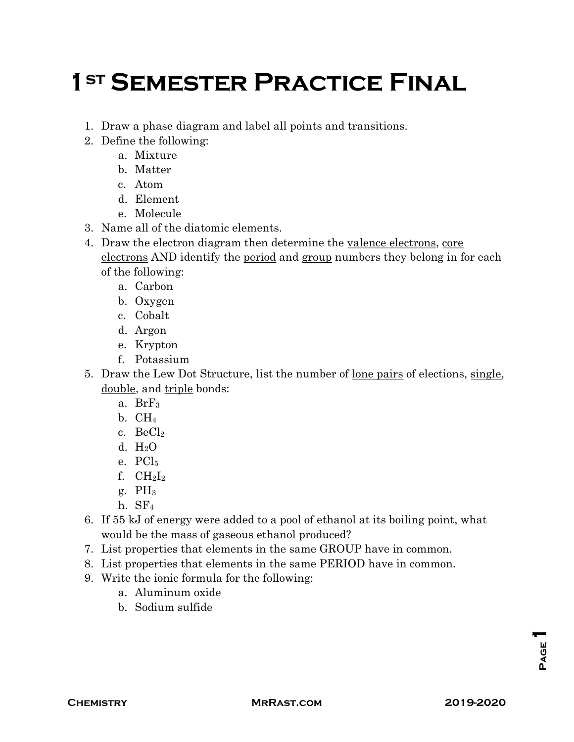# 1ST Semester Practice Final

1. Draw a phase diagram and label all points and transitions.
2. Define the following:
   a. Mixture
   b. Matter
   c. Atom
   d. Element
   e. Molecule
3. Name all of the diatomic elements.
4. Draw the electron diagram then determine the <u>valence electrons</u>, <u>core electrons</u> AND identify the <u>period</u> and <u>group</u> numbers they belong in for each of the following:
   a. Carbon
   b. Oxygen
   c. Cobalt
   d. Argon
   e. Krypton
   f. Potassium
5. Draw the Lew Dot Structure, list the number of <u>lone pairs</u> of elections, <u>single</u>, <u>double</u>, and <u>triple</u> bonds:
   a. $BrF_3$
   b. $CH_4$
   c. $BeCl_2$
   d. $H_2O$
   e. $PCl_5$
   f. $CH_2I_2$
   g. $PH_3$
   h. $SF_4$
6. If 55 kJ of energy were added to a pool of ethanol at its boiling point, what would be the mass of gaseous ethanol produced?
7. List properties that elements in the same GROUP have in common.
8. List properties that elements in the same PERIOD have in common.
9. Write the ionic formula for the following:
   a. Aluminum oxide
   b. Sodium sulfide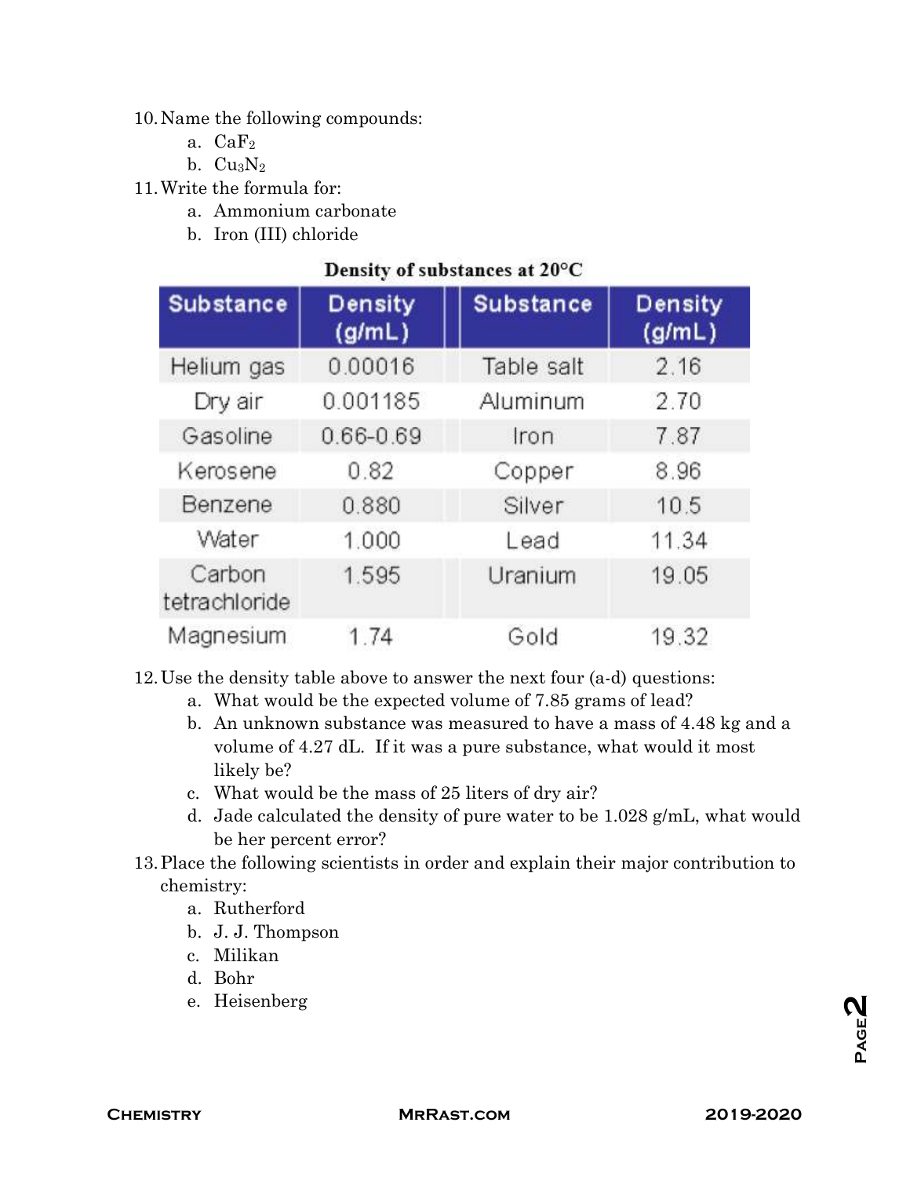10. Name the following compounds:
    a. $CaF_2$
    b. $Cu_3N_2$
11. Write the formula for:
    a. Ammonium carbonate
    b. Iron (III) chloride

**Density of substances at 20°C**

| Substance | Density (g/mL) | Substance | Density (g/mL) |
|---|---|---|---|
| Helium gas | 0.00016 | Table salt | 2.16 |
| Dry air | 0.001185 | Aluminum | 2.70 |
| Gasoline | 0.66-0.69 | Iron | 7.87 |
| Kerosene | 0.82 | Copper | 8.96 |
| Benzene | 0.880 | Silver | 10.5 |
| Water | 1.000 | Lead | 11.34 |
| Carbon tetrachloride | 1.595 | Uranium | 19.05 |
| Magnesium | 1.74 | Gold | 19.32 |

12. Use the density table above to answer the next four (a-d) questions:
    a. What would be the expected volume of 7.85 grams of lead?
    b. An unknown substance was measured to have a mass of 4.48 kg and a volume of 4.27 dL. If it was a pure substance, what would it most likely be?
    c. What would be the mass of 25 liters of dry air?
    d. Jade calculated the density of pure water to be 1.028 g/mL, what would be her percent error?
13. Place the following scientists in order and explain their major contribution to chemistry:
    a. Rutherford
    b. J. J. Thompson
    c. Milikan
    d. Bohr
    e. Heisenberg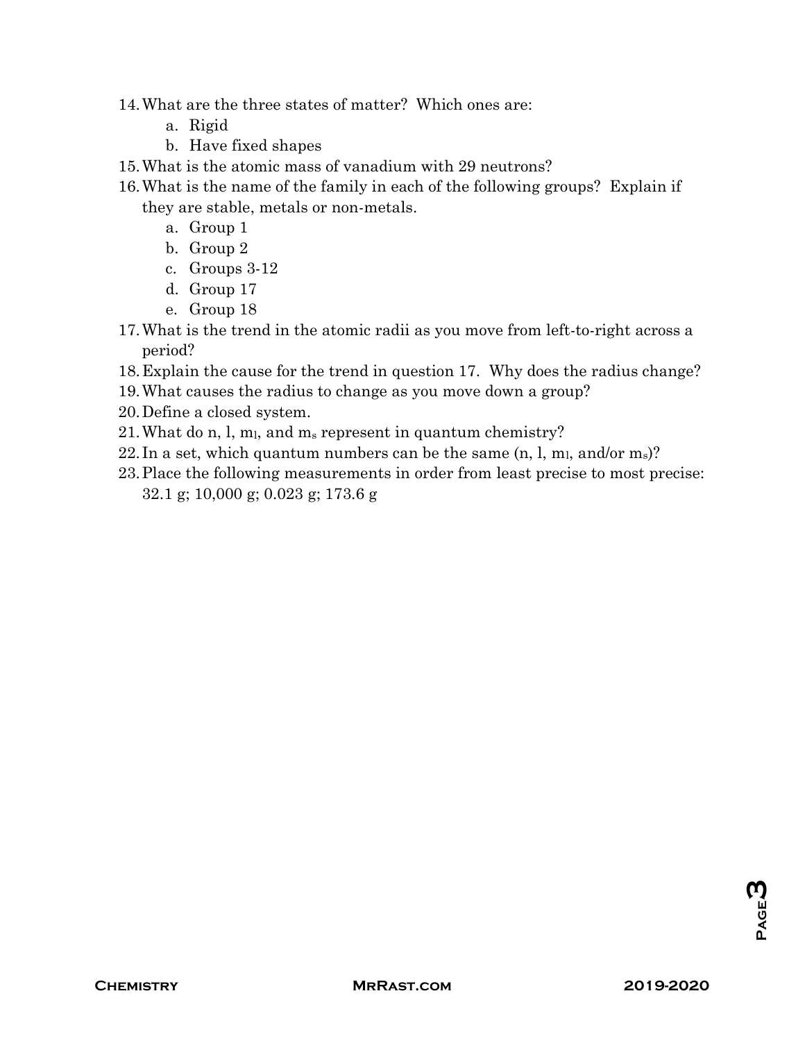14. What are the three states of matter? Which ones are:
    a. Rigid
    b. Have fixed shapes
15. What is the atomic mass of vanadium with 29 neutrons?
16. What is the name of the family in each of the following groups? Explain if they are stable, metals or non-metals.
    a. Group 1
    b. Group 2
    c. Groups 3-12
    d. Group 17
    e. Group 18
17. What is the trend in the atomic radii as you move from left-to-right across a period?
18. Explain the cause for the trend in question 17. Why does the radius change?
19. What causes the radius to change as you move down a group?
20. Define a closed system.
21. What do n, l, $m_l$, and $m_s$ represent in quantum chemistry?
22. In a set, which quantum numbers can be the same (n, l, $m_l$, and/or $m_s$)?
23. Place the following measurements in order from least precise to most precise: 32.1 g; 10,000 g; 0.023 g; 173.6 g